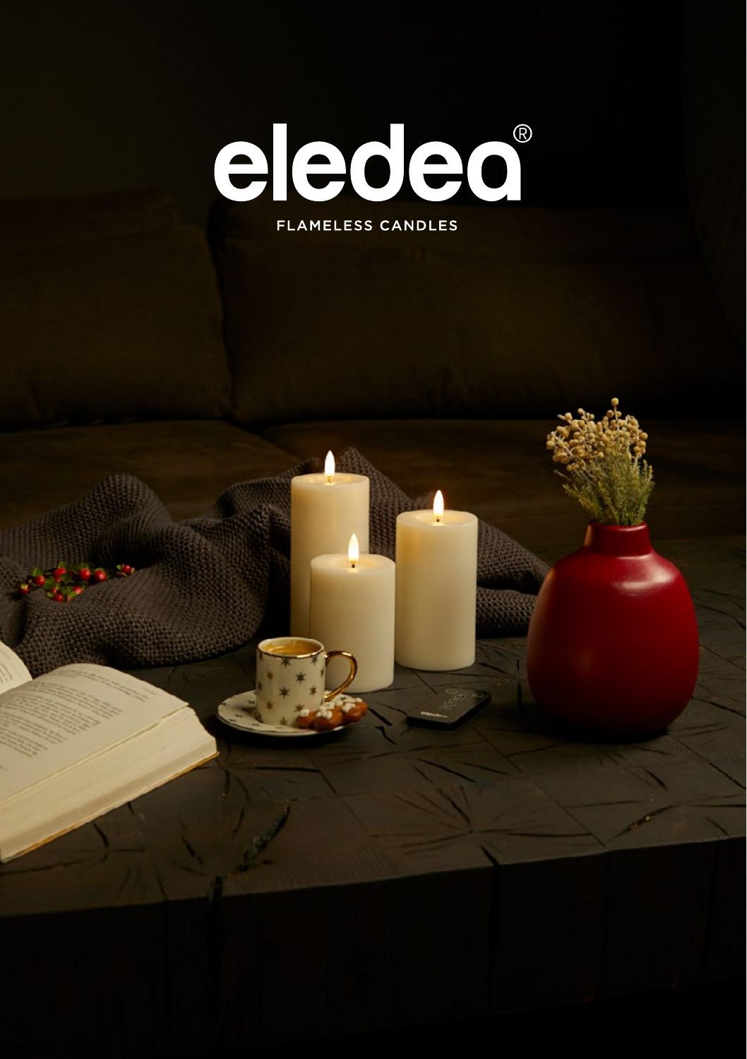# eledea®

FLAMELESS CANDLES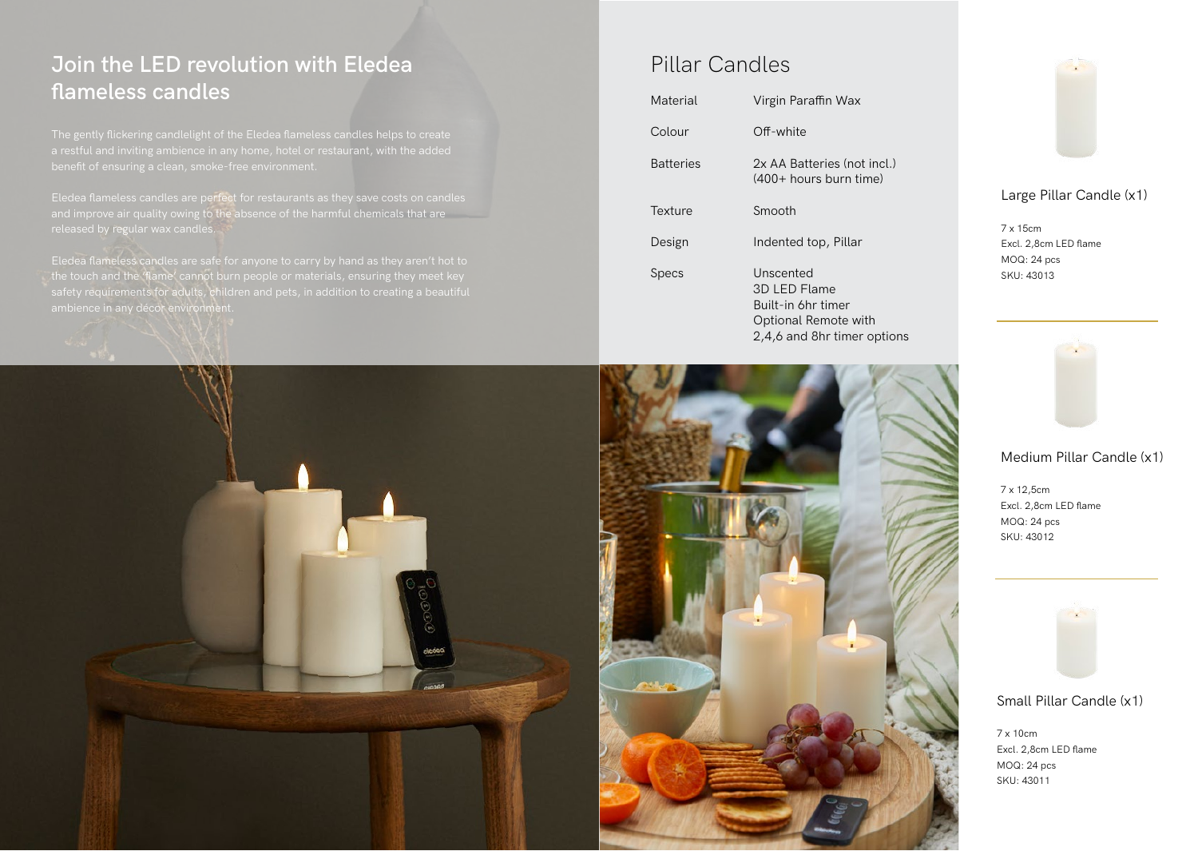## Join the LED revolution with Eledea flameless candles

The gently flickering candlelight of the Eledea flameless candles helps to create a restful and inviting ambience in any home, hotel or restaurant, with the added benefit of ensuring a clean, smoke-free environment.

Eledea flameless candles are perfect for restaurants as they save costs on candles and improve air quality owing to the absence of the harmful chemicals that are released by regular wax candles.

Eledea flameless candles are safe for anyone to carry by hand as they aren't hot to the touch and the 'flame' cannot burn people or materials, ensuring they meet key safety requirements for adults, children and pets, in addition to creating a beautiful ambience in any décor environment.

## Pillar Candles

| | |
|---|---|
| Material | Virgin Paraffin Wax |
| Colour | Off-white |
| Batteries | 2x AA Batteries (not incl.)<br>(400+ hours burn time) |
| Texture | Smooth |
| Design | Indented top, Pillar |
| Specs | Unscented<br>3D LED Flame<br>Built-in 6hr timer<br>Optional Remote with<br>2,4,6 and 8hr timer options |

### Large Pillar Candle (x1)

7 x 15cm
Excl. 2,8cm LED flame
MOQ: 24 pcs
SKU: 43013

### Medium Pillar Candle (x1)

7 x 12,5cm
Excl. 2,8cm LED flame
MOQ: 24 pcs
SKU: 43012

### Small Pillar Candle (x1)

7 x 10cm
Excl. 2,8cm LED flame
MOQ: 24 pcs
SKU: 43011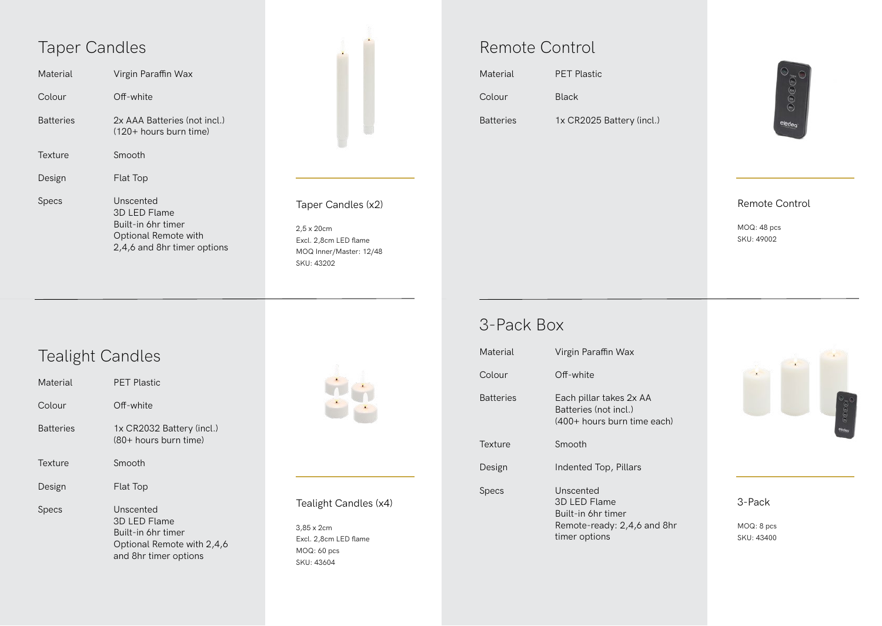## Taper Candles

| | |
|---|---|
| Material | Virgin Paraffin Wax |
| Colour | Off-white |
| Batteries | 2x AAA Batteries (not incl.) (120+ hours burn time) |
| Texture | Smooth |
| Design | Flat Top |
| Specs | Unscented<br>3D LED Flame<br>Built-in 6hr timer<br>Optional Remote with 2,4,6 and 8hr timer options |

Taper Candles (x2)

2,5 x 20cm
Excl. 2,8cm LED flame
MOQ Inner/Master: 12/48
SKU: 43202

## Remote Control

| | |
|---|---|
| Material | PET Plastic |
| Colour | Black |
| Batteries | 1x CR2025 Battery (incl.) |

Remote Control

MOQ: 48 pcs
SKU: 49002

## Tealight Candles

| | |
|---|---|
| Material | PET Plastic |
| Colour | Off-white |
| Batteries | 1x CR2032 Battery (incl.) (80+ hours burn time) |
| Texture | Smooth |
| Design | Flat Top |
| Specs | Unscented<br>3D LED Flame<br>Built-in 6hr timer<br>Optional Remote with 2,4,6 and 8hr timer options |

Tealight Candles (x4)

3,85 x 2cm
Excl. 2,8cm LED flame
MOQ: 60 pcs
SKU: 43604

## 3-Pack Box

| | |
|---|---|
| Material | Virgin Paraffin Wax |
| Colour | Off-white |
| Batteries | Each pillar takes 2x AA Batteries (not incl.) (400+ hours burn time each) |
| Texture | Smooth |
| Design | Indented Top, Pillars |
| Specs | Unscented<br>3D LED Flame<br>Built-in 6hr timer<br>Remote-ready: 2,4,6 and 8hr timer options |

3-Pack

MOQ: 8 pcs
SKU: 43400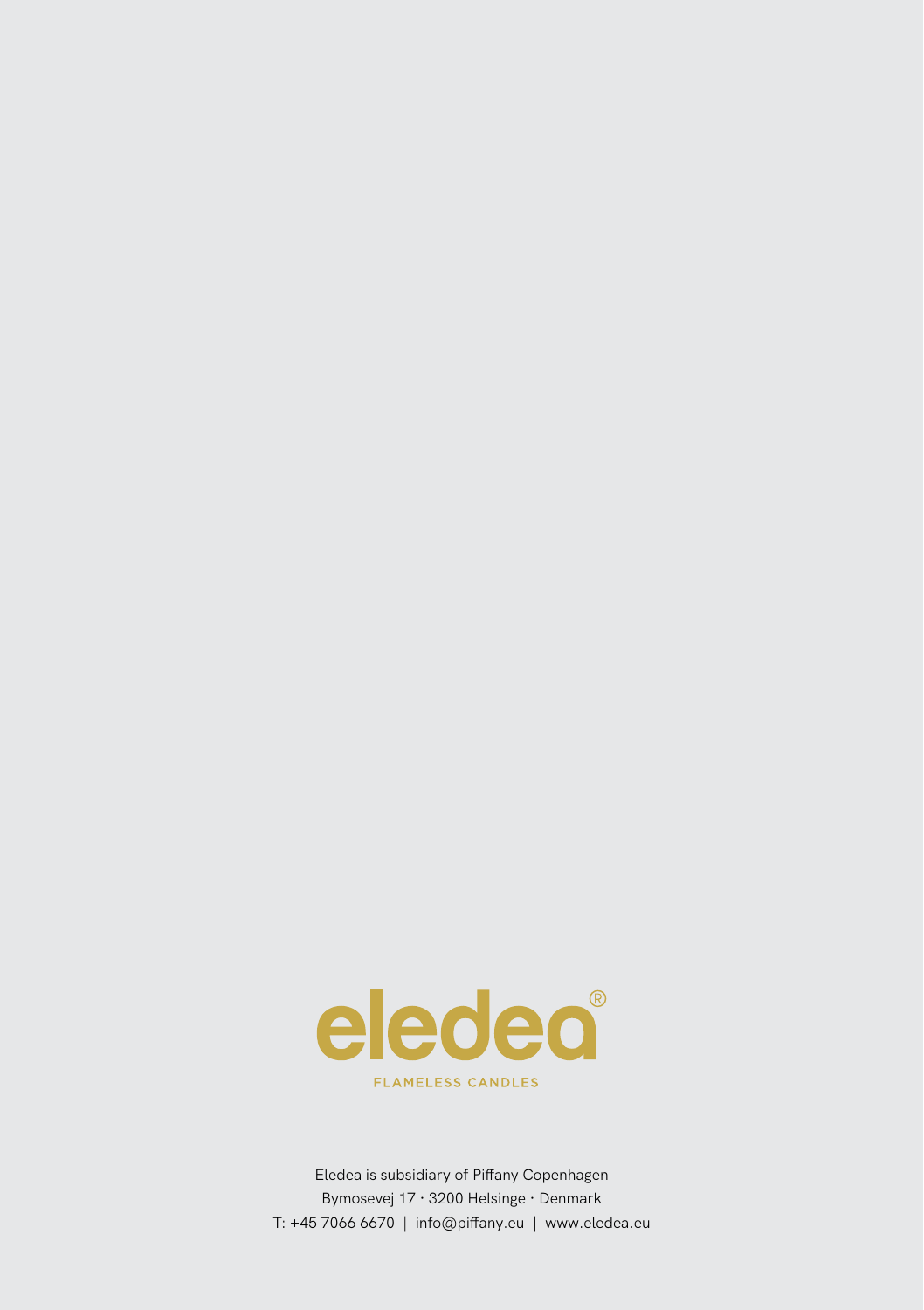eledea®

FLAMELESS CANDLES

Eledea is subsidiary of Piffany Copenhagen
Bymosevej 17 · 3200 Helsinge · Denmark
T: +45 7066 6670 | info@piffany.eu | www.eledea.eu